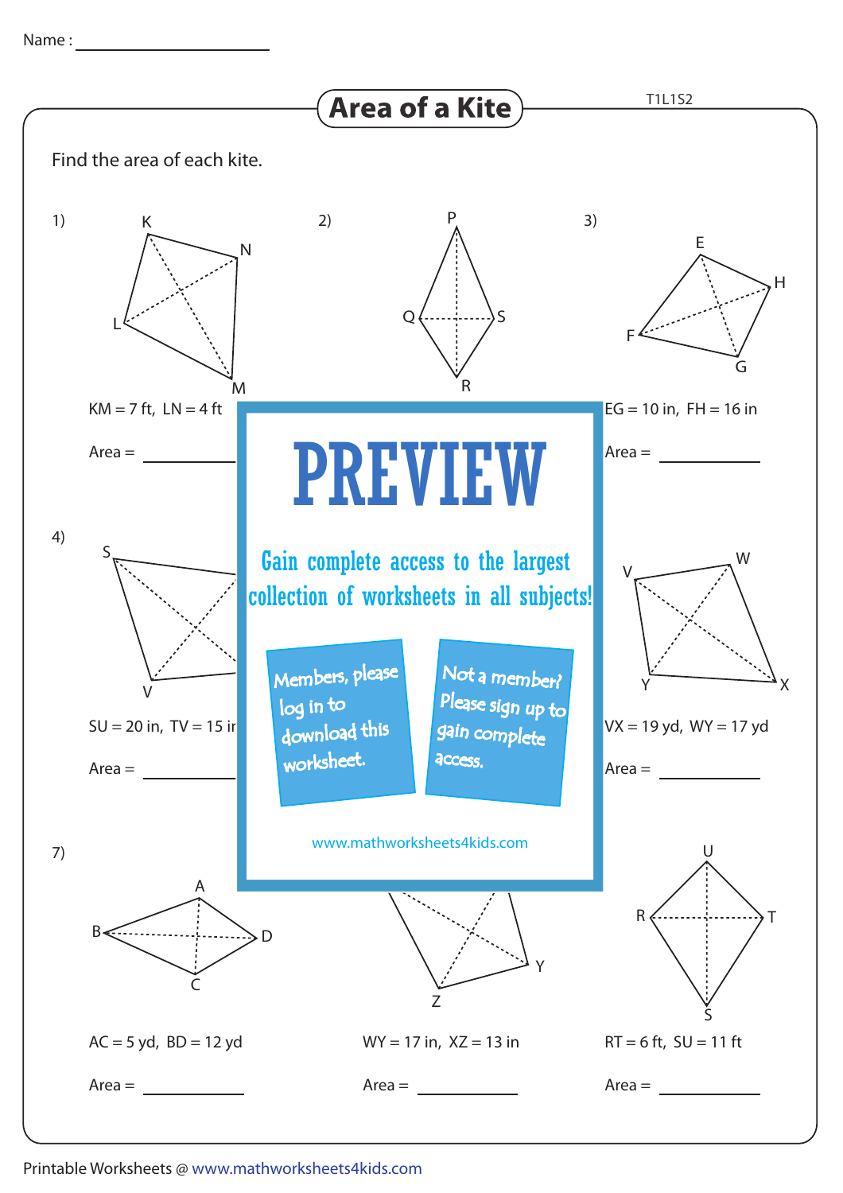Name : ___________________

# Area of a Kite

T1L1S2

Find the area of each kite.

1)

K N L M

KM = 7 ft, LN = 4 ft

Area = ___________

2)

P Q S R

3)

E H F G

EG = 10 in, FH = 16 in

Area = ___________

4)

S V

SU = 20 in, TV = 15 in

Area = ___________

V W Y X

VX = 19 yd, WY = 17 yd

Area = ___________

7)

A B D C

AC = 5 yd, BD = 12 yd

Area = ___________

Y Z

WY = 17 in, XZ = 13 in

Area = ___________

U R T S

RT = 6 ft, SU = 11 ft

Area = ___________

PREVIEW

Gain complete access to the largest collection of worksheets in all subjects!

Members, please log in to download this worksheet.

Not a member? Please sign up to gain complete access.

www.mathworksheets4kids.com

Printable Worksheets @ www.mathworksheets4kids.com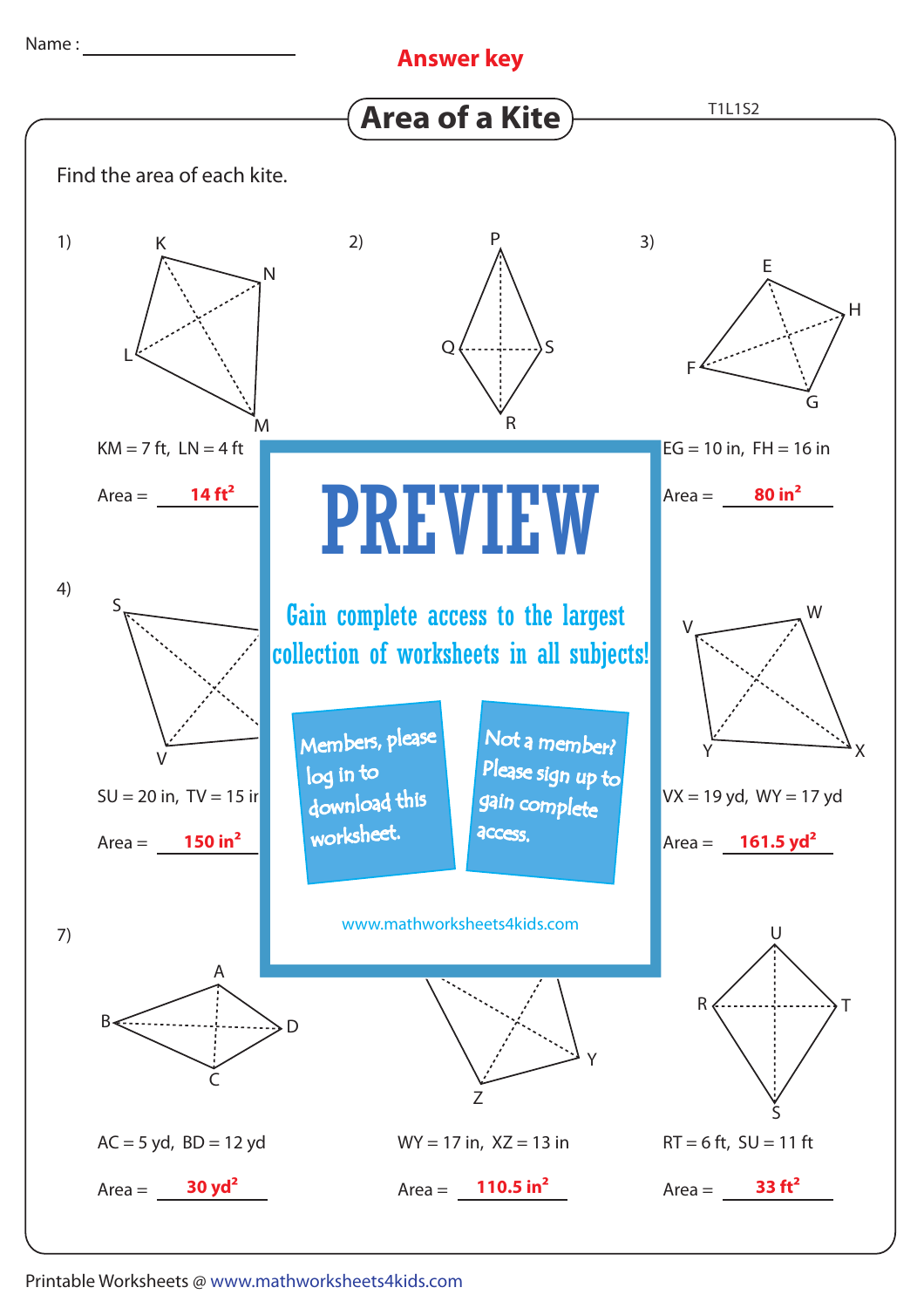Name : ____________________

**Answer key**

# Area of a Kite

T1L1S2

Find the area of each kite.

1) KM = 7 ft, LN = 4 ft

Area = **14 ft²**

2)

3) EG = 10 in, FH = 16 in

Area = **80 in²**

4) SU = 20 in, TV = 15 in

Area = **150 in²**

5)

6) VX = 19 yd, WY = 17 yd

Area = **161.5 yd²**

7) AC = 5 yd, BD = 12 yd

Area = **30 yd²**

8) WY = 17 in, XZ = 13 in

Area = **110.5 in²**

9) RT = 6 ft, SU = 11 ft

Area = **33 ft²**

PREVIEW

Gain complete access to the largest collection of worksheets in all subjects!

Members, please log in to download this worksheet.

Not a member? Please sign up to gain complete access.

www.mathworksheets4kids.com

Printable Worksheets @ www.mathworksheets4kids.com